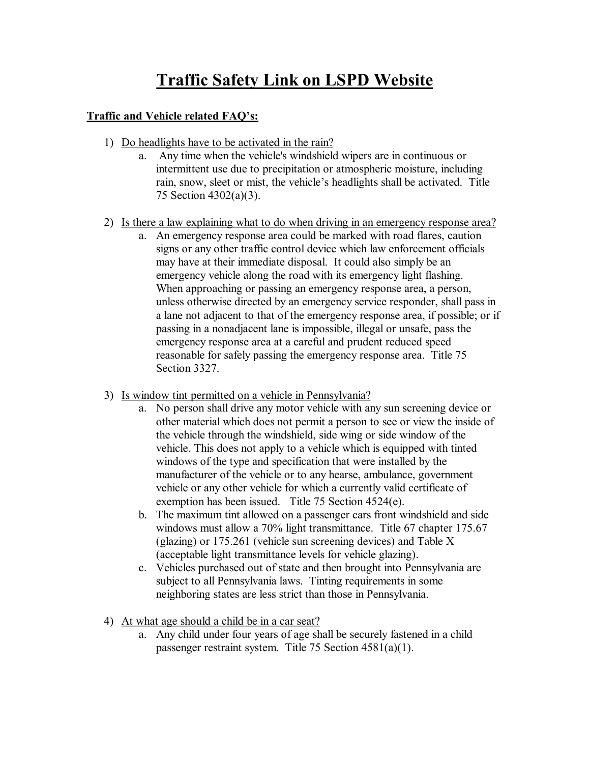# Traffic Safety Link on LSPD Website

## Traffic and Vehicle related FAQ's:

1) Do headlights have to be activated in the rain?
   a. Any time when the vehicle's windshield wipers are in continuous or intermittent use due to precipitation or atmospheric moisture, including rain, snow, sleet or mist, the vehicle's headlights shall be activated. Title 75 Section 4302(a)(3).

2) Is there a law explaining what to do when driving in an emergency response area?
   a. An emergency response area could be marked with road flares, caution signs or any other traffic control device which law enforcement officials may have at their immediate disposal. It could also simply be an emergency vehicle along the road with its emergency light flashing. When approaching or passing an emergency response area, a person, unless otherwise directed by an emergency service responder, shall pass in a lane not adjacent to that of the emergency response area, if possible; or if passing in a nonadjacent lane is impossible, illegal or unsafe, pass the emergency response area at a careful and prudent reduced speed reasonable for safely passing the emergency response area. Title 75 Section 3327.

3) Is window tint permitted on a vehicle in Pennsylvania?
   a. No person shall drive any motor vehicle with any sun screening device or other material which does not permit a person to see or view the inside of the vehicle through the windshield, side wing or side window of the vehicle. This does not apply to a vehicle which is equipped with tinted windows of the type and specification that were installed by the manufacturer of the vehicle or to any hearse, ambulance, government vehicle or any other vehicle for which a currently valid certificate of exemption has been issued. Title 75 Section 4524(e).
   b. The maximum tint allowed on a passenger cars front windshield and side windows must allow a 70% light transmittance. Title 67 chapter 175.67 (glazing) or 175.261 (vehicle sun screening devices) and Table X (acceptable light transmittance levels for vehicle glazing).
   c. Vehicles purchased out of state and then brought into Pennsylvania are subject to all Pennsylvania laws. Tinting requirements in some neighboring states are less strict than those in Pennsylvania.

4) At what age should a child be in a car seat?
   a. Any child under four years of age shall be securely fastened in a child passenger restraint system. Title 75 Section 4581(a)(1).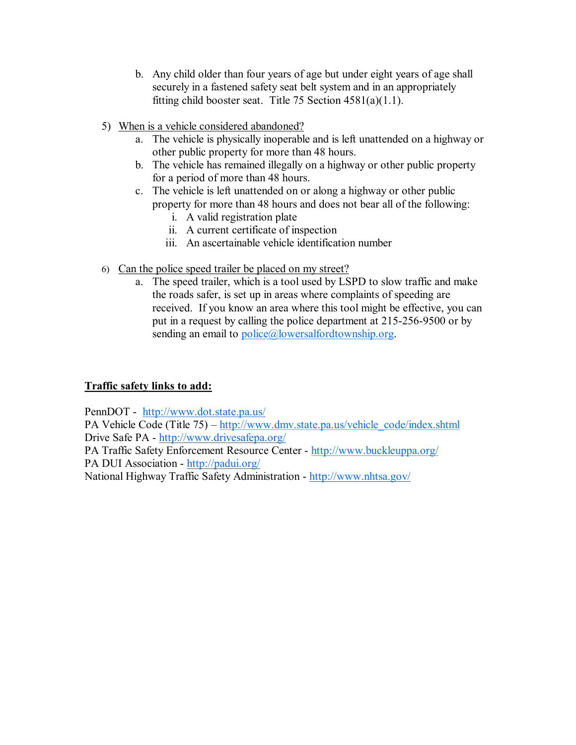b. Any child older than four years of age but under eight years of age shall securely in a fastened safety seat belt system and in an appropriately fitting child booster seat. Title 75 Section 4581(a)(1.1).

5) When is a vehicle considered abandoned?
   a. The vehicle is physically inoperable and is left unattended on a highway or other public property for more than 48 hours.
   b. The vehicle has remained illegally on a highway or other public property for a period of more than 48 hours.
   c. The vehicle is left unattended on or along a highway or other public property for more than 48 hours and does not bear all of the following:
      i. A valid registration plate
      ii. A current certificate of inspection
      iii. An ascertainable vehicle identification number

6) Can the police speed trailer be placed on my street?
   a. The speed trailer, which is a tool used by LSPD to slow traffic and make the roads safer, is set up in areas where complaints of speeding are received. If you know an area where this tool might be effective, you can put in a request by calling the police department at 215-256-9500 or by sending an email to police@lowersalfordtownship.org.

**Traffic safety links to add:**

PennDOT - http://www.dot.state.pa.us/
PA Vehicle Code (Title 75) – http://www.dmv.state.pa.us/vehicle_code/index.shtml
Drive Safe PA - http://www.drivesafepa.org/
PA Traffic Safety Enforcement Resource Center - http://www.buckleuppa.org/
PA DUI Association - http://padui.org/
National Highway Traffic Safety Administration - http://www.nhtsa.gov/